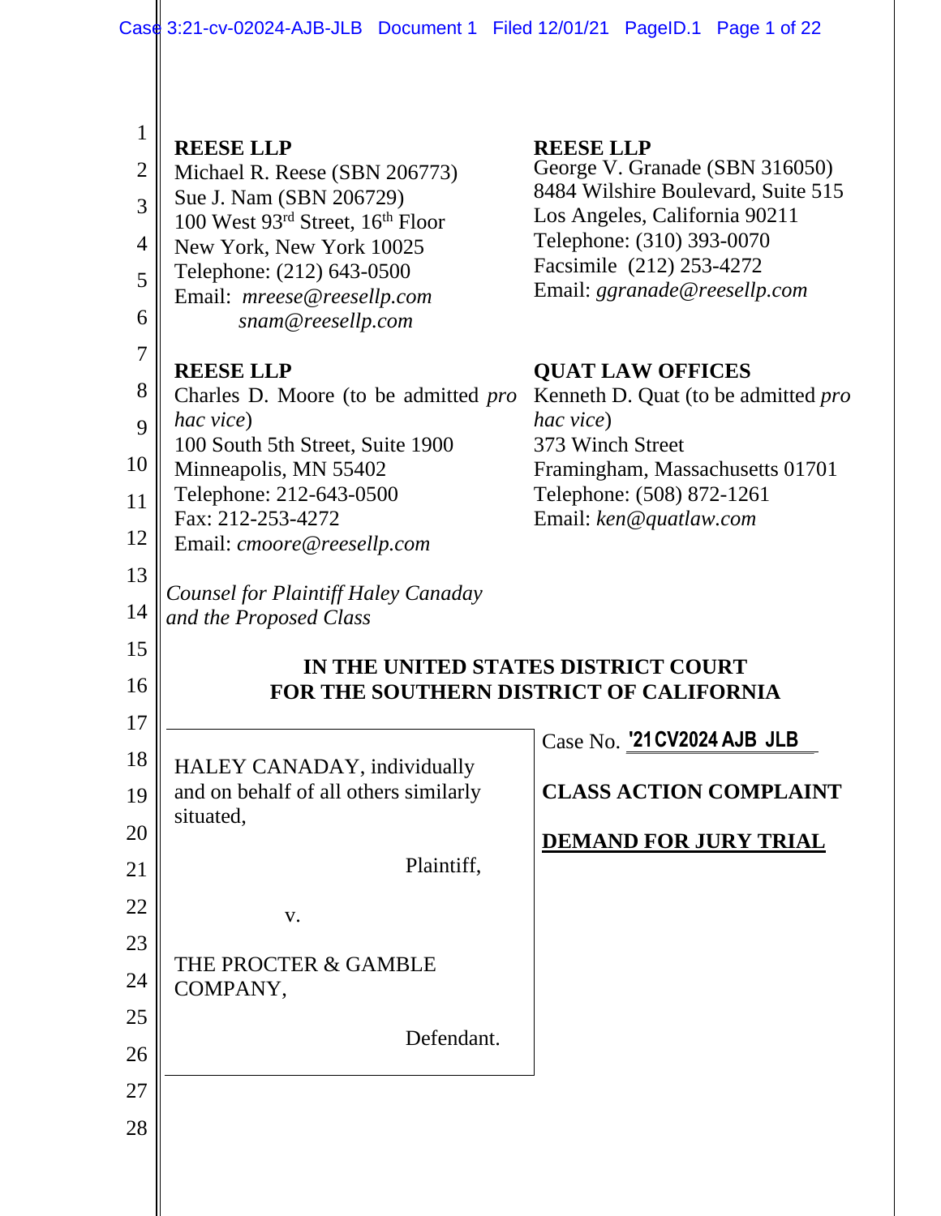**REESE LLP**
Michael R. Reese (SBN 206773)
Sue J. Nam (SBN 206729)
100 West 93rd Street, 16th Floor
New York, New York 10025
Telephone: (212) 643-0500
Email: *mreese@reesellp.com*
*snam@reesellp.com*

**REESE LLP**
George V. Granade (SBN 316050)
8484 Wilshire Boulevard, Suite 515
Los Angeles, California 90211
Telephone: (310) 393-0070
Facsimile (212) 253-4272
Email: *ggranade@reesellp.com*

**REESE LLP**
Charles D. Moore (to be admitted *pro hac vice*)
100 South 5th Street, Suite 1900
Minneapolis, MN 55402
Telephone: 212-643-0500
Fax: 212-253-4272
Email: *cmoore@reesellp.com*

**QUAT LAW OFFICES**
Kenneth D. Quat (to be admitted *pro hac vice*)
373 Winch Street
Framingham, Massachusetts 01701
Telephone: (508) 872-1261
Email: *ken@quatlaw.com*

*Counsel for Plaintiff Haley Canaday and the Proposed Class*

**IN THE UNITED STATES DISTRICT COURT**
**FOR THE SOUTHERN DISTRICT OF CALIFORNIA**

HALEY CANADAY, individually and on behalf of all others similarly situated,

Plaintiff,

v.

THE PROCTER & GAMBLE COMPANY,

Defendant.

Case No. '21CV2024 AJB JLB

**CLASS ACTION COMPLAINT**

**DEMAND FOR JURY TRIAL**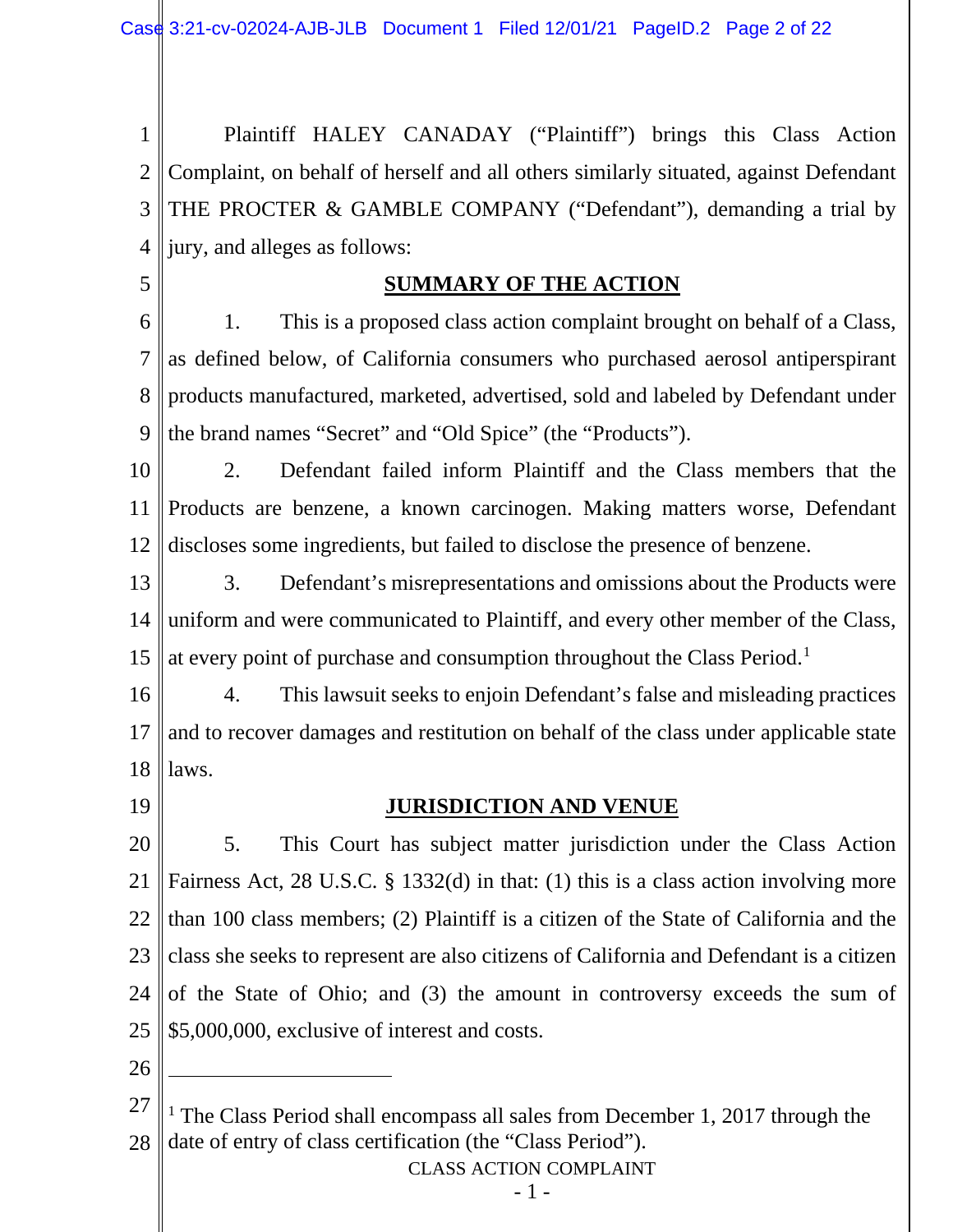Plaintiff HALEY CANADAY ("Plaintiff") brings this Class Action Complaint, on behalf of herself and all others similarly situated, against Defendant THE PROCTER & GAMBLE COMPANY ("Defendant"), demanding a trial by jury, and alleges as follows:

## SUMMARY OF THE ACTION

1. This is a proposed class action complaint brought on behalf of a Class, as defined below, of California consumers who purchased aerosol antiperspirant products manufactured, marketed, advertised, sold and labeled by Defendant under the brand names "Secret" and "Old Spice" (the "Products").

2. Defendant failed inform Plaintiff and the Class members that the Products are benzene, a known carcinogen. Making matters worse, Defendant discloses some ingredients, but failed to disclose the presence of benzene.

3. Defendant's misrepresentations and omissions about the Products were uniform and were communicated to Plaintiff, and every other member of the Class, at every point of purchase and consumption throughout the Class Period.[1]

4. This lawsuit seeks to enjoin Defendant's false and misleading practices and to recover damages and restitution on behalf of the class under applicable state laws.

## JURISDICTION AND VENUE

5. This Court has subject matter jurisdiction under the Class Action Fairness Act, 28 U.S.C. § 1332(d) in that: (1) this is a class action involving more than 100 class members; (2) Plaintiff is a citizen of the State of California and the class she seeks to represent are also citizens of California and Defendant is a citizen of the State of Ohio; and (3) the amount in controversy exceeds the sum of $5,000,000, exclusive of interest and costs.

---

[1] The Class Period shall encompass all sales from December 1, 2017 through the date of entry of class certification (the "Class Period").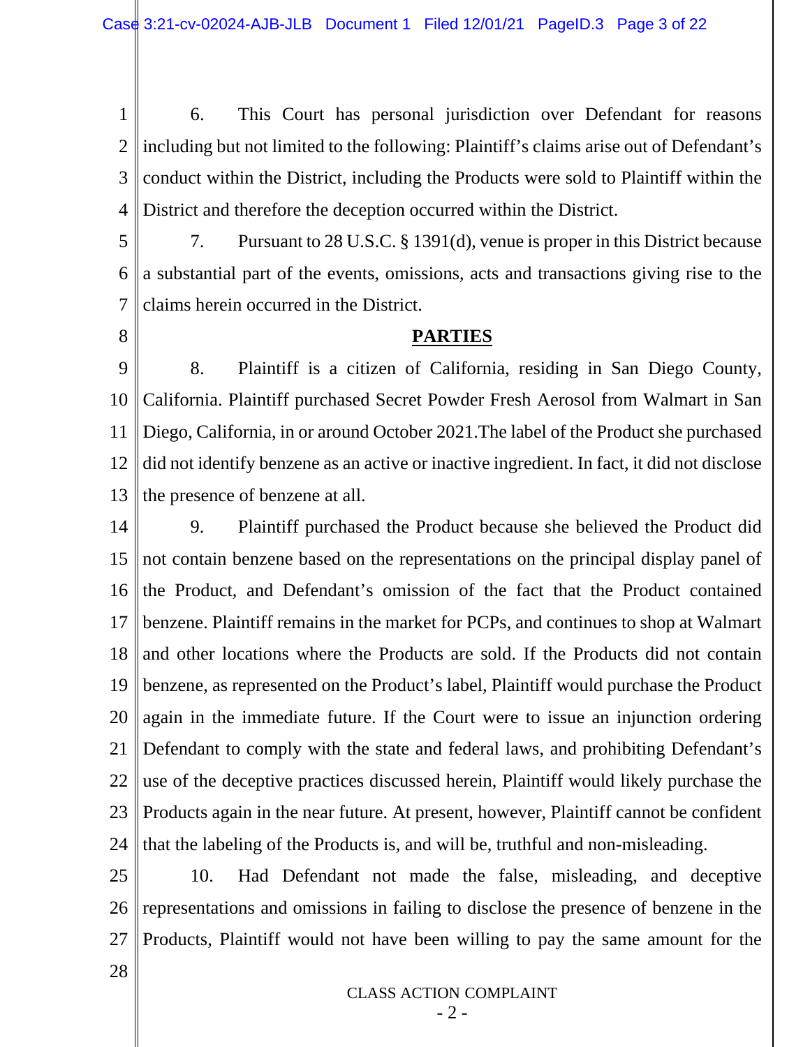6. This Court has personal jurisdiction over Defendant for reasons including but not limited to the following: Plaintiff's claims arise out of Defendant's conduct within the District, including the Products were sold to Plaintiff within the District and therefore the deception occurred within the District.

7. Pursuant to 28 U.S.C. § 1391(d), venue is proper in this District because a substantial part of the events, omissions, acts and transactions giving rise to the claims herein occurred in the District.

## PARTIES

8. Plaintiff is a citizen of California, residing in San Diego County, California. Plaintiff purchased Secret Powder Fresh Aerosol from Walmart in San Diego, California, in or around October 2021.The label of the Product she purchased did not identify benzene as an active or inactive ingredient. In fact, it did not disclose the presence of benzene at all.

9. Plaintiff purchased the Product because she believed the Product did not contain benzene based on the representations on the principal display panel of the Product, and Defendant's omission of the fact that the Product contained benzene. Plaintiff remains in the market for PCPs, and continues to shop at Walmart and other locations where the Products are sold. If the Products did not contain benzene, as represented on the Product's label, Plaintiff would purchase the Product again in the immediate future. If the Court were to issue an injunction ordering Defendant to comply with the state and federal laws, and prohibiting Defendant's use of the deceptive practices discussed herein, Plaintiff would likely purchase the Products again in the near future. At present, however, Plaintiff cannot be confident that the labeling of the Products is, and will be, truthful and non-misleading.

10. Had Defendant not made the false, misleading, and deceptive representations and omissions in failing to disclose the presence of benzene in the Products, Plaintiff would not have been willing to pay the same amount for the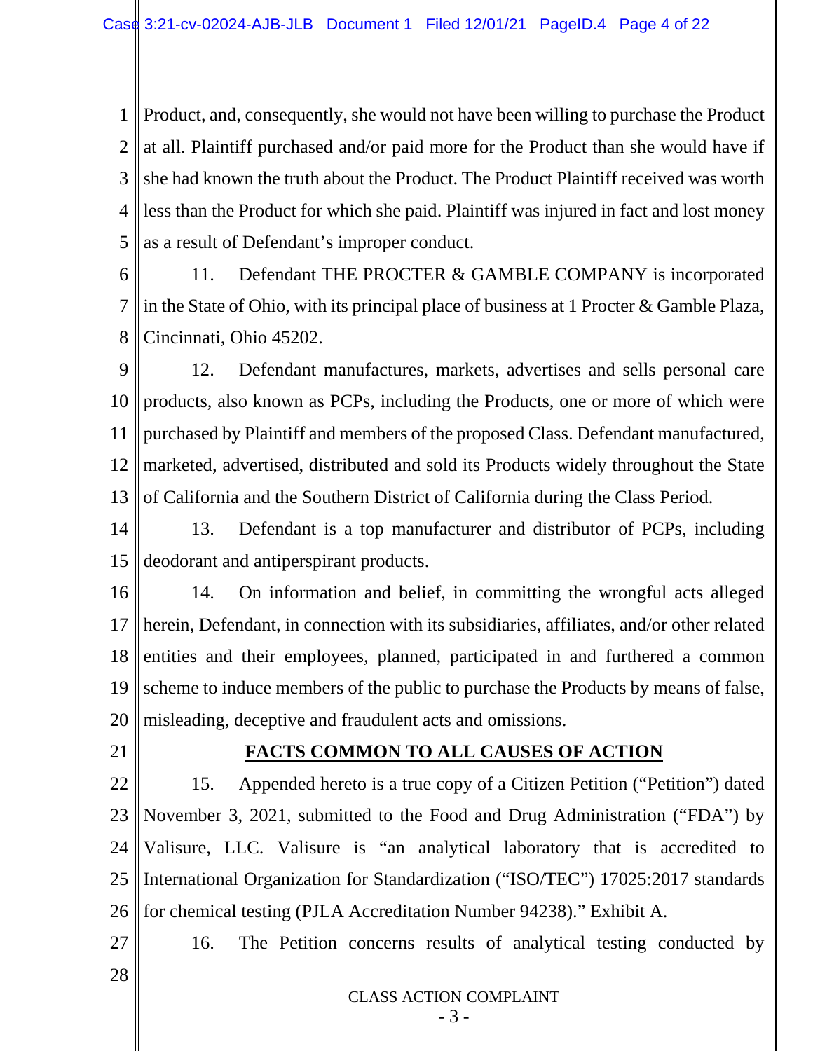Product, and, consequently, she would not have been willing to purchase the Product at all. Plaintiff purchased and/or paid more for the Product than she would have if she had known the truth about the Product. The Product Plaintiff received was worth less than the Product for which she paid. Plaintiff was injured in fact and lost money as a result of Defendant's improper conduct.

11. Defendant THE PROCTER & GAMBLE COMPANY is incorporated in the State of Ohio, with its principal place of business at 1 Procter & Gamble Plaza, Cincinnati, Ohio 45202.

12. Defendant manufactures, markets, advertises and sells personal care products, also known as PCPs, including the Products, one or more of which were purchased by Plaintiff and members of the proposed Class. Defendant manufactured, marketed, advertised, distributed and sold its Products widely throughout the State of California and the Southern District of California during the Class Period.

13. Defendant is a top manufacturer and distributor of PCPs, including deodorant and antiperspirant products.

14. On information and belief, in committing the wrongful acts alleged herein, Defendant, in connection with its subsidiaries, affiliates, and/or other related entities and their employees, planned, participated in and furthered a common scheme to induce members of the public to purchase the Products by means of false, misleading, deceptive and fraudulent acts and omissions.

## **FACTS COMMON TO ALL CAUSES OF ACTION**

15. Appended hereto is a true copy of a Citizen Petition ("Petition") dated November 3, 2021, submitted to the Food and Drug Administration ("FDA") by Valisure, LLC. Valisure is "an analytical laboratory that is accredited to International Organization for Standardization ("ISO/TEC") 17025:2017 standards for chemical testing (PJLA Accreditation Number 94238)." Exhibit A.

16. The Petition concerns results of analytical testing conducted by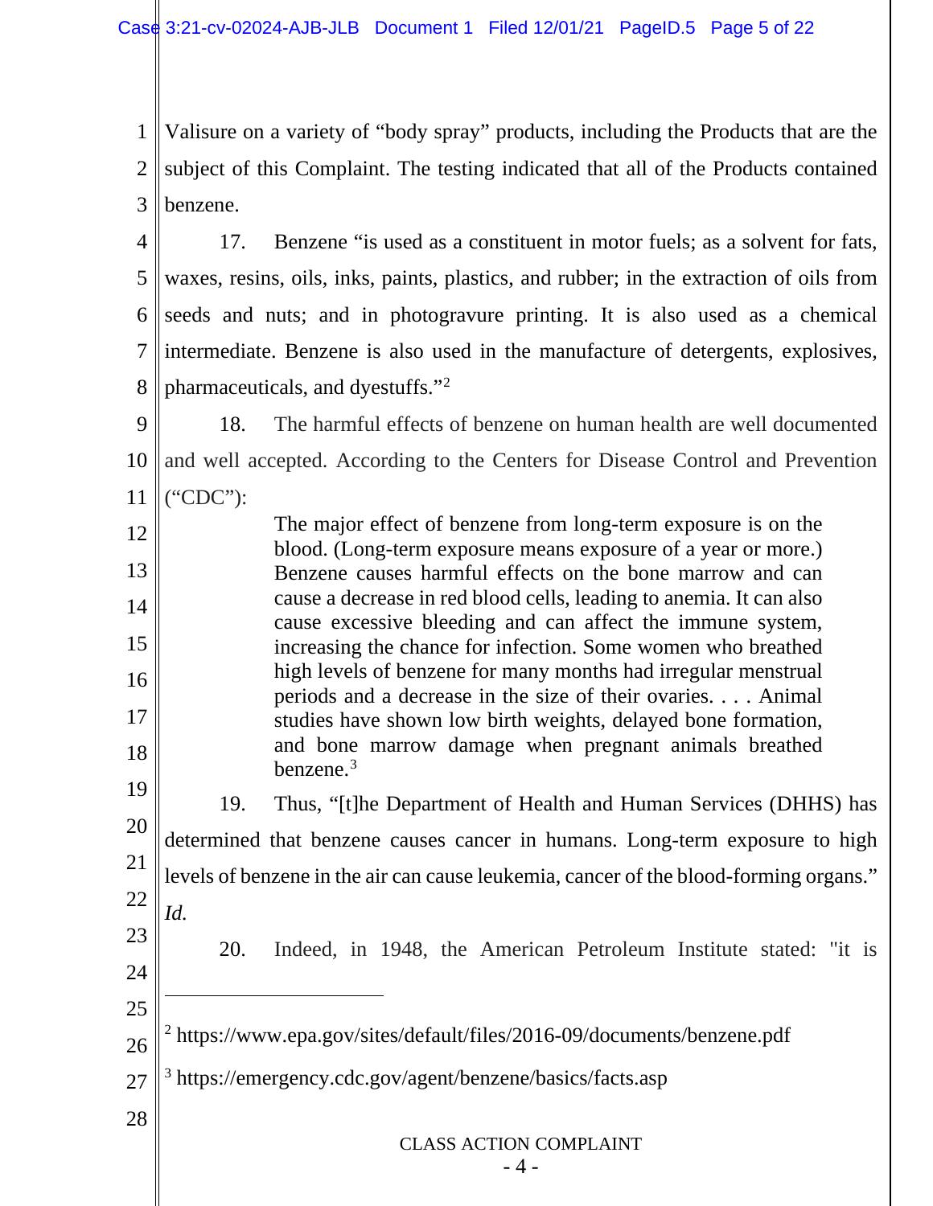Valisure on a variety of "body spray" products, including the Products that are the subject of this Complaint. The testing indicated that all of the Products contained benzene.

17. Benzene "is used as a constituent in motor fuels; as a solvent for fats, waxes, resins, oils, inks, paints, plastics, and rubber; in the extraction of oils from seeds and nuts; and in photogravure printing. It is also used as a chemical intermediate. Benzene is also used in the manufacture of detergents, explosives, pharmaceuticals, and dyestuffs."[2]

18. The harmful effects of benzene on human health are well documented and well accepted. According to the Centers for Disease Control and Prevention ("CDC"):

> The major effect of benzene from long-term exposure is on the blood. (Long-term exposure means exposure of a year or more.) Benzene causes harmful effects on the bone marrow and can cause a decrease in red blood cells, leading to anemia. It can also cause excessive bleeding and can affect the immune system, increasing the chance for infection. Some women who breathed high levels of benzene for many months had irregular menstrual periods and a decrease in the size of their ovaries. . . . Animal studies have shown low birth weights, delayed bone formation, and bone marrow damage when pregnant animals breathed benzene.[3]

19. Thus, "[t]he Department of Health and Human Services (DHHS) has determined that benzene causes cancer in humans. Long-term exposure to high levels of benzene in the air can cause leukemia, cancer of the blood-forming organs." *Id.*

20. Indeed, in 1948, the American Petroleum Institute stated: "it is

---

[2] https://www.epa.gov/sites/default/files/2016-09/documents/benzene.pdf

[3] https://emergency.cdc.gov/agent/benzene/basics/facts.asp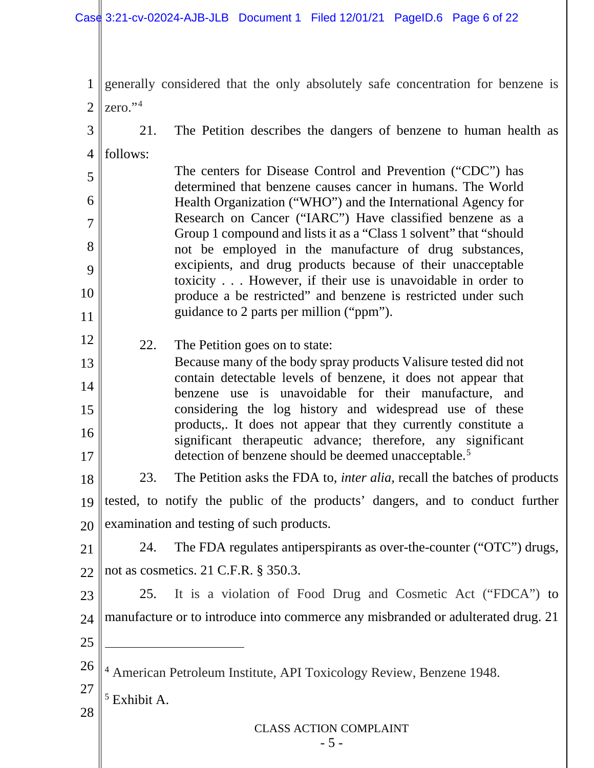generally considered that the only absolutely safe concentration for benzene is zero."[4]

21. The Petition describes the dangers of benzene to human health as follows:

> The centers for Disease Control and Prevention ("CDC") has determined that benzene causes cancer in humans. The World Health Organization ("WHO") and the International Agency for Research on Cancer ("IARC") Have classified benzene as a Group 1 compound and lists it as a "Class 1 solvent" that "should not be employed in the manufacture of drug substances, excipients, and drug products because of their unacceptable toxicity . . . However, if their use is unavoidable in order to produce a be restricted" and benzene is restricted under such guidance to 2 parts per million ("ppm").

22. The Petition goes on to state:

> Because many of the body spray products Valisure tested did not contain detectable levels of benzene, it does not appear that benzene use is unavoidable for their manufacture, and considering the log history and widespread use of these products,. It does not appear that they currently constitute a significant therapeutic advance; therefore, any significant detection of benzene should be deemed unacceptable.[5]

23. The Petition asks the FDA to, *inter alia,* recall the batches of products tested, to notify the public of the products' dangers, and to conduct further examination and testing of such products.

24. The FDA regulates antiperspirants as over-the-counter ("OTC") drugs, not as cosmetics. 21 C.F.R. § 350.3.

25. It is a violation of Food Drug and Cosmetic Act ("FDCA") to manufacture or to introduce into commerce any misbranded or adulterated drug. 21

---

[4] American Petroleum Institute, API Toxicology Review, Benzene 1948.

[5] Exhibit A.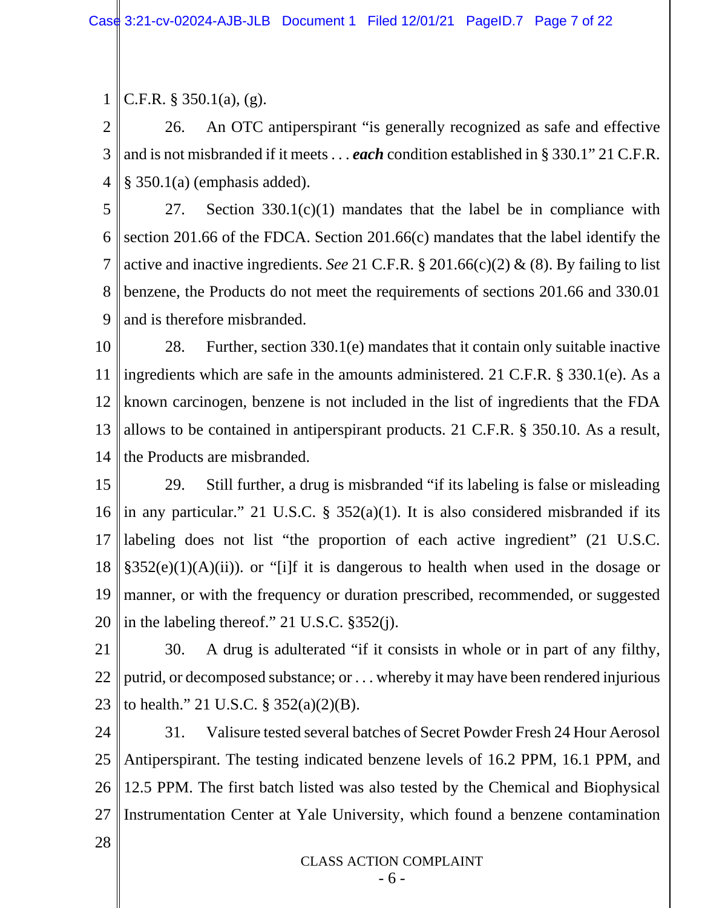C.F.R. § 350.1(a), (g).

26. An OTC antiperspirant "is generally recognized as safe and effective and is not misbranded if it meets . . . ***each*** condition established in § 330.1" 21 C.F.R. § 350.1(a) (emphasis added).

27. Section 330.1(c)(1) mandates that the label be in compliance with section 201.66 of the FDCA. Section 201.66(c) mandates that the label identify the active and inactive ingredients. *See* 21 C.F.R. § 201.66(c)(2) & (8). By failing to list benzene, the Products do not meet the requirements of sections 201.66 and 330.01 and is therefore misbranded.

28. Further, section 330.1(e) mandates that it contain only suitable inactive ingredients which are safe in the amounts administered. 21 C.F.R. § 330.1(e). As a known carcinogen, benzene is not included in the list of ingredients that the FDA allows to be contained in antiperspirant products. 21 C.F.R. § 350.10. As a result, the Products are misbranded.

29. Still further, a drug is misbranded "if its labeling is false or misleading in any particular." 21 U.S.C. § 352(a)(1). It is also considered misbranded if its labeling does not list "the proportion of each active ingredient" (21 U.S.C. §352(e)(1)(A)(ii)). or "[i]f it is dangerous to health when used in the dosage or manner, or with the frequency or duration prescribed, recommended, or suggested in the labeling thereof." 21 U.S.C. §352(j).

30. A drug is adulterated "if it consists in whole or in part of any filthy, putrid, or decomposed substance; or . . . whereby it may have been rendered injurious to health." 21 U.S.C. § 352(a)(2)(B).

31. Valisure tested several batches of Secret Powder Fresh 24 Hour Aerosol Antiperspirant. The testing indicated benzene levels of 16.2 PPM, 16.1 PPM, and 12.5 PPM. The first batch listed was also tested by the Chemical and Biophysical Instrumentation Center at Yale University, which found a benzene contamination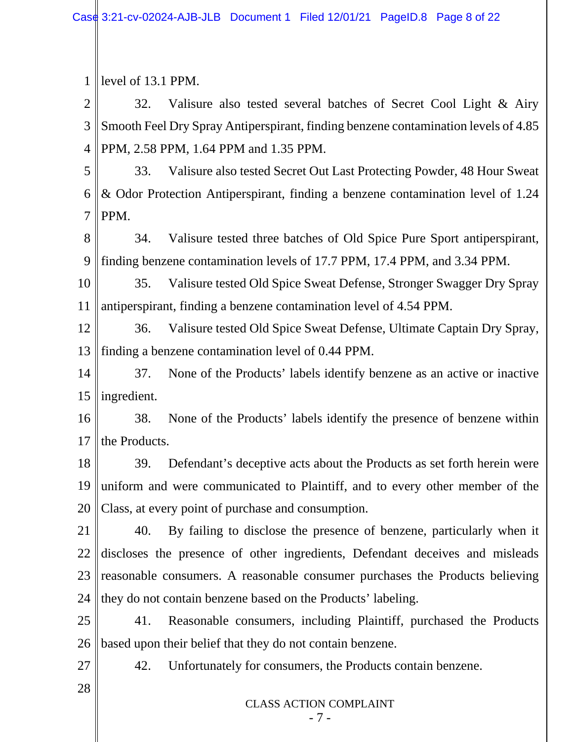level of 13.1 PPM.

32. Valisure also tested several batches of Secret Cool Light & Airy Smooth Feel Dry Spray Antiperspirant, finding benzene contamination levels of 4.85 PPM, 2.58 PPM, 1.64 PPM and 1.35 PPM.

33. Valisure also tested Secret Out Last Protecting Powder, 48 Hour Sweat & Odor Protection Antiperspirant, finding a benzene contamination level of 1.24 PPM.

34. Valisure tested three batches of Old Spice Pure Sport antiperspirant, finding benzene contamination levels of 17.7 PPM, 17.4 PPM, and 3.34 PPM.

35. Valisure tested Old Spice Sweat Defense, Stronger Swagger Dry Spray antiperspirant, finding a benzene contamination level of 4.54 PPM.

36. Valisure tested Old Spice Sweat Defense, Ultimate Captain Dry Spray, finding a benzene contamination level of 0.44 PPM.

37. None of the Products' labels identify benzene as an active or inactive ingredient.

38. None of the Products' labels identify the presence of benzene within the Products.

39. Defendant's deceptive acts about the Products as set forth herein were uniform and were communicated to Plaintiff, and to every other member of the Class, at every point of purchase and consumption.

40. By failing to disclose the presence of benzene, particularly when it discloses the presence of other ingredients, Defendant deceives and misleads reasonable consumers. A reasonable consumer purchases the Products believing they do not contain benzene based on the Products' labeling.

41. Reasonable consumers, including Plaintiff, purchased the Products based upon their belief that they do not contain benzene.

42. Unfortunately for consumers, the Products contain benzene.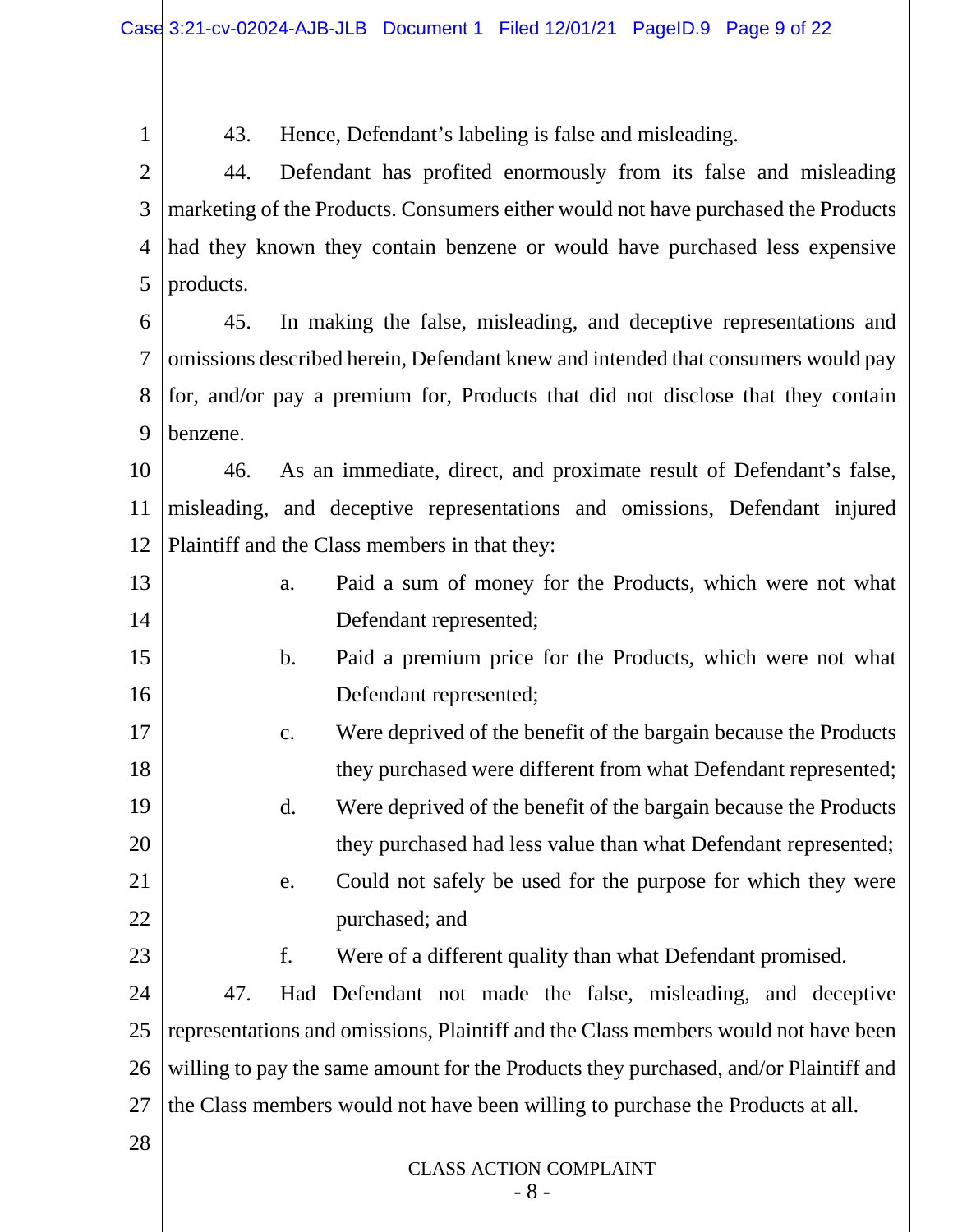43. Hence, Defendant's labeling is false and misleading.

44. Defendant has profited enormously from its false and misleading marketing of the Products. Consumers either would not have purchased the Products had they known they contain benzene or would have purchased less expensive products.

45. In making the false, misleading, and deceptive representations and omissions described herein, Defendant knew and intended that consumers would pay for, and/or pay a premium for, Products that did not disclose that they contain benzene.

46. As an immediate, direct, and proximate result of Defendant's false, misleading, and deceptive representations and omissions, Defendant injured Plaintiff and the Class members in that they:

a. Paid a sum of money for the Products, which were not what Defendant represented;

b. Paid a premium price for the Products, which were not what Defendant represented;

c. Were deprived of the benefit of the bargain because the Products they purchased were different from what Defendant represented;

d. Were deprived of the benefit of the bargain because the Products they purchased had less value than what Defendant represented;

e. Could not safely be used for the purpose for which they were purchased; and

f. Were of a different quality than what Defendant promised.

47. Had Defendant not made the false, misleading, and deceptive representations and omissions, Plaintiff and the Class members would not have been willing to pay the same amount for the Products they purchased, and/or Plaintiff and the Class members would not have been willing to purchase the Products at all.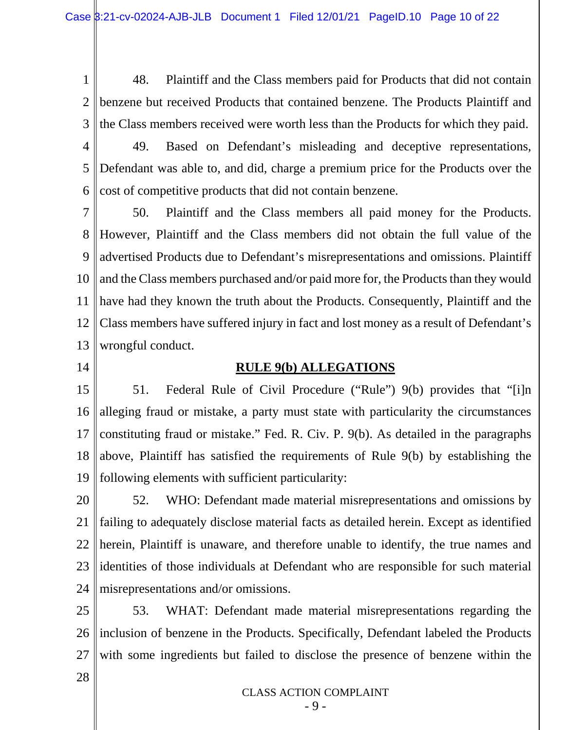48. Plaintiff and the Class members paid for Products that did not contain benzene but received Products that contained benzene. The Products Plaintiff and the Class members received were worth less than the Products for which they paid.

49. Based on Defendant's misleading and deceptive representations, Defendant was able to, and did, charge a premium price for the Products over the cost of competitive products that did not contain benzene.

50. Plaintiff and the Class members all paid money for the Products. However, Plaintiff and the Class members did not obtain the full value of the advertised Products due to Defendant's misrepresentations and omissions. Plaintiff and the Class members purchased and/or paid more for, the Products than they would have had they known the truth about the Products. Consequently, Plaintiff and the Class members have suffered injury in fact and lost money as a result of Defendant's wrongful conduct.

## RULE 9(b) ALLEGATIONS

51. Federal Rule of Civil Procedure ("Rule") 9(b) provides that "[i]n alleging fraud or mistake, a party must state with particularity the circumstances constituting fraud or mistake." Fed. R. Civ. P. 9(b). As detailed in the paragraphs above, Plaintiff has satisfied the requirements of Rule 9(b) by establishing the following elements with sufficient particularity:

52. WHO: Defendant made material misrepresentations and omissions by failing to adequately disclose material facts as detailed herein. Except as identified herein, Plaintiff is unaware, and therefore unable to identify, the true names and identities of those individuals at Defendant who are responsible for such material misrepresentations and/or omissions.

53. WHAT: Defendant made material misrepresentations regarding the inclusion of benzene in the Products. Specifically, Defendant labeled the Products with some ingredients but failed to disclose the presence of benzene within the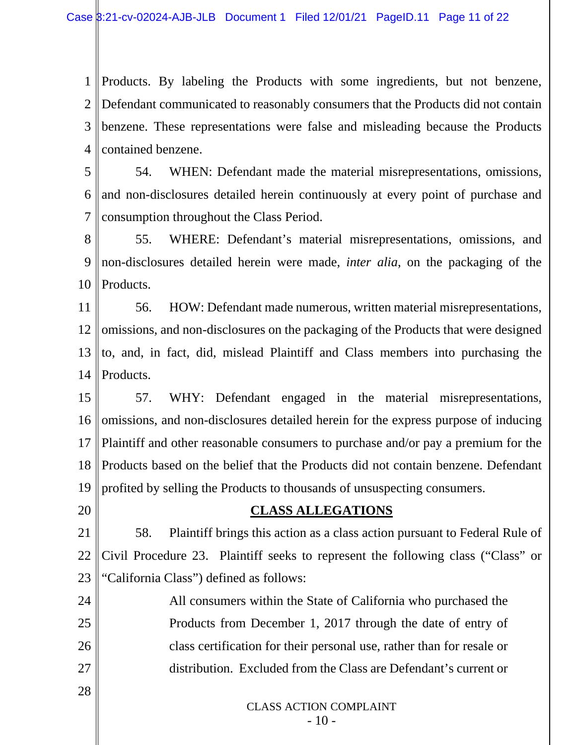Products. By labeling the Products with some ingredients, but not benzene, Defendant communicated to reasonably consumers that the Products did not contain benzene. These representations were false and misleading because the Products contained benzene.

54. WHEN: Defendant made the material misrepresentations, omissions, and non-disclosures detailed herein continuously at every point of purchase and consumption throughout the Class Period.

55. WHERE: Defendant's material misrepresentations, omissions, and non-disclosures detailed herein were made, *inter alia*, on the packaging of the Products.

56. HOW: Defendant made numerous, written material misrepresentations, omissions, and non-disclosures on the packaging of the Products that were designed to, and, in fact, did, mislead Plaintiff and Class members into purchasing the Products.

57. WHY: Defendant engaged in the material misrepresentations, omissions, and non-disclosures detailed herein for the express purpose of inducing Plaintiff and other reasonable consumers to purchase and/or pay a premium for the Products based on the belief that the Products did not contain benzene. Defendant profited by selling the Products to thousands of unsuspecting consumers.

## CLASS ALLEGATIONS

58. Plaintiff brings this action as a class action pursuant to Federal Rule of Civil Procedure 23. Plaintiff seeks to represent the following class ("Class" or "California Class") defined as follows:

> All consumers within the State of California who purchased the Products from December 1, 2017 through the date of entry of class certification for their personal use, rather than for resale or distribution. Excluded from the Class are Defendant's current or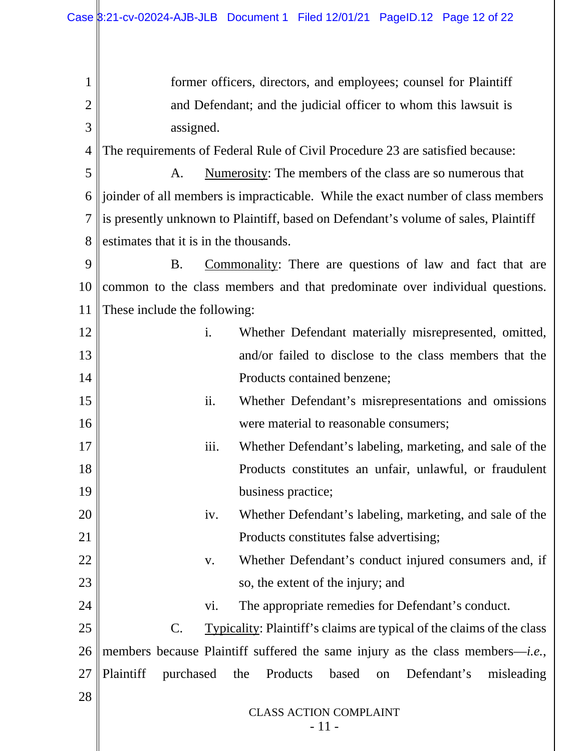former officers, directors, and employees; counsel for Plaintiff and Defendant; and the judicial officer to whom this lawsuit is assigned.

The requirements of Federal Rule of Civil Procedure 23 are satisfied because:

A. Numerosity: The members of the class are so numerous that joinder of all members is impracticable. While the exact number of class members is presently unknown to Plaintiff, based on Defendant's volume of sales, Plaintiff estimates that it is in the thousands.

B. Commonality: There are questions of law and fact that are common to the class members and that predominate over individual questions. These include the following:

i. Whether Defendant materially misrepresented, omitted, and/or failed to disclose to the class members that the Products contained benzene;

ii. Whether Defendant's misrepresentations and omissions were material to reasonable consumers;

iii. Whether Defendant's labeling, marketing, and sale of the Products constitutes an unfair, unlawful, or fraudulent business practice;

iv. Whether Defendant's labeling, marketing, and sale of the Products constitutes false advertising;

v. Whether Defendant's conduct injured consumers and, if so, the extent of the injury; and

vi. The appropriate remedies for Defendant's conduct.

C. Typicality: Plaintiff's claims are typical of the claims of the class members because Plaintiff suffered the same injury as the class members—*i.e.*, Plaintiff purchased the Products based on Defendant's misleading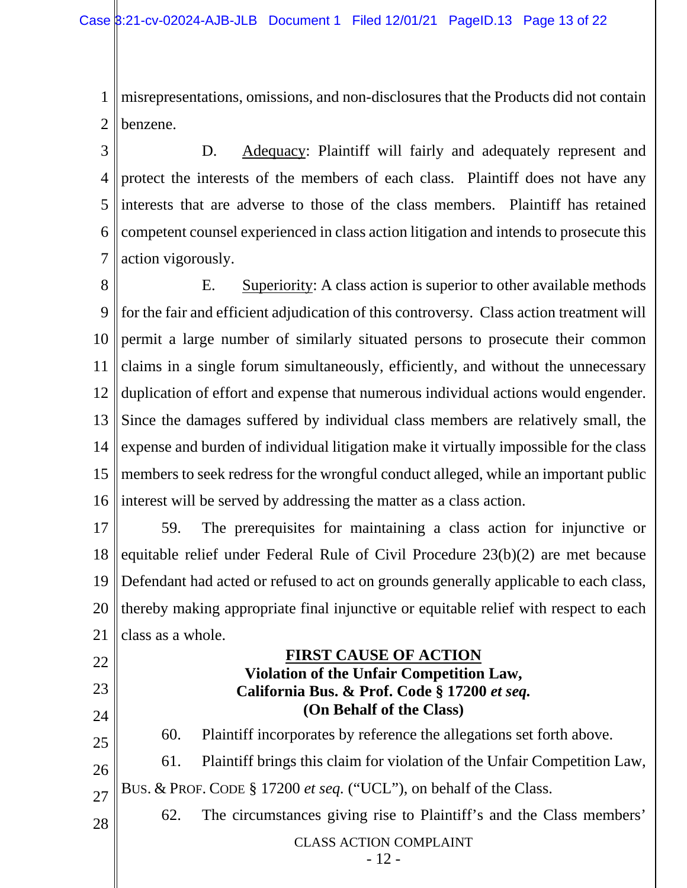misrepresentations, omissions, and non-disclosures that the Products did not contain benzene.

D. Adequacy: Plaintiff will fairly and adequately represent and protect the interests of the members of each class. Plaintiff does not have any interests that are adverse to those of the class members. Plaintiff has retained competent counsel experienced in class action litigation and intends to prosecute this action vigorously.

E. Superiority: A class action is superior to other available methods for the fair and efficient adjudication of this controversy. Class action treatment will permit a large number of similarly situated persons to prosecute their common claims in a single forum simultaneously, efficiently, and without the unnecessary duplication of effort and expense that numerous individual actions would engender. Since the damages suffered by individual class members are relatively small, the expense and burden of individual litigation make it virtually impossible for the class members to seek redress for the wrongful conduct alleged, while an important public interest will be served by addressing the matter as a class action.

59. The prerequisites for maintaining a class action for injunctive or equitable relief under Federal Rule of Civil Procedure 23(b)(2) are met because Defendant had acted or refused to act on grounds generally applicable to each class, thereby making appropriate final injunctive or equitable relief with respect to each class as a whole.

## FIRST CAUSE OF ACTION
### Violation of the Unfair Competition Law, California Bus. & Prof. Code § 17200 *et seq.* (On Behalf of the Class)

60. Plaintiff incorporates by reference the allegations set forth above.

61. Plaintiff brings this claim for violation of the Unfair Competition Law, BUS. & PROF. CODE § 17200 *et seq.* ("UCL"), on behalf of the Class.

62. The circumstances giving rise to Plaintiff's and the Class members'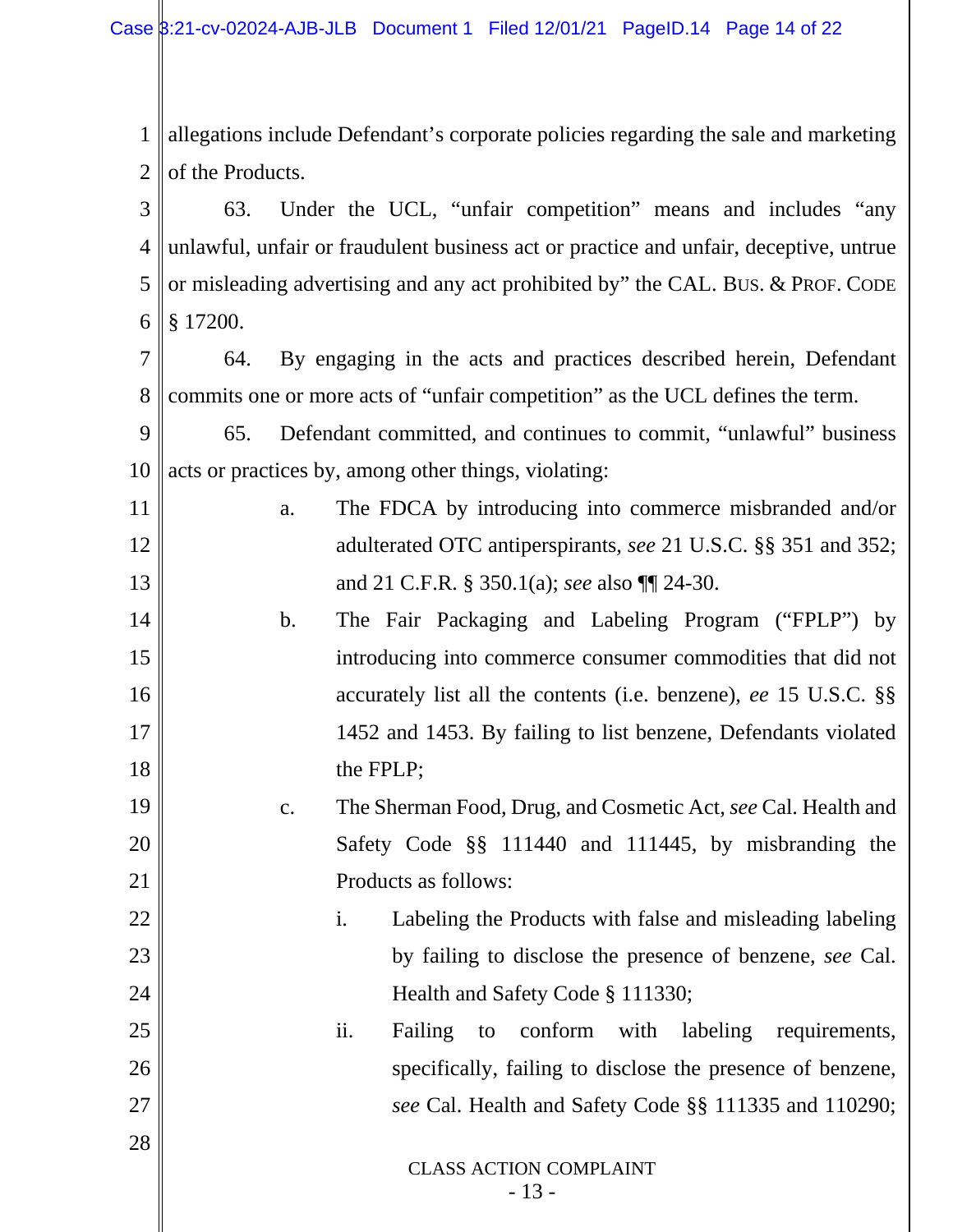allegations include Defendant's corporate policies regarding the sale and marketing of the Products.

63. Under the UCL, "unfair competition" means and includes "any unlawful, unfair or fraudulent business act or practice and unfair, deceptive, untrue or misleading advertising and any act prohibited by" the CAL. BUS. & PROF. CODE § 17200.

64. By engaging in the acts and practices described herein, Defendant commits one or more acts of "unfair competition" as the UCL defines the term.

65. Defendant committed, and continues to commit, "unlawful" business acts or practices by, among other things, violating:

a. The FDCA by introducing into commerce misbranded and/or adulterated OTC antiperspirants, *see* 21 U.S.C. §§ 351 and 352; and 21 C.F.R. § 350.1(a); *see* also ¶¶ 24-30.

b. The Fair Packaging and Labeling Program ("FPLP") by introducing into commerce consumer commodities that did not accurately list all the contents (i.e. benzene), *ee* 15 U.S.C. §§ 1452 and 1453. By failing to list benzene, Defendants violated the FPLP;

c. The Sherman Food, Drug, and Cosmetic Act, *see* Cal. Health and Safety Code §§ 111440 and 111445, by misbranding the Products as follows:

   i. Labeling the Products with false and misleading labeling by failing to disclose the presence of benzene, *see* Cal. Health and Safety Code § 111330;

   ii. Failing to conform with labeling requirements, specifically, failing to disclose the presence of benzene, *see* Cal. Health and Safety Code §§ 111335 and 110290;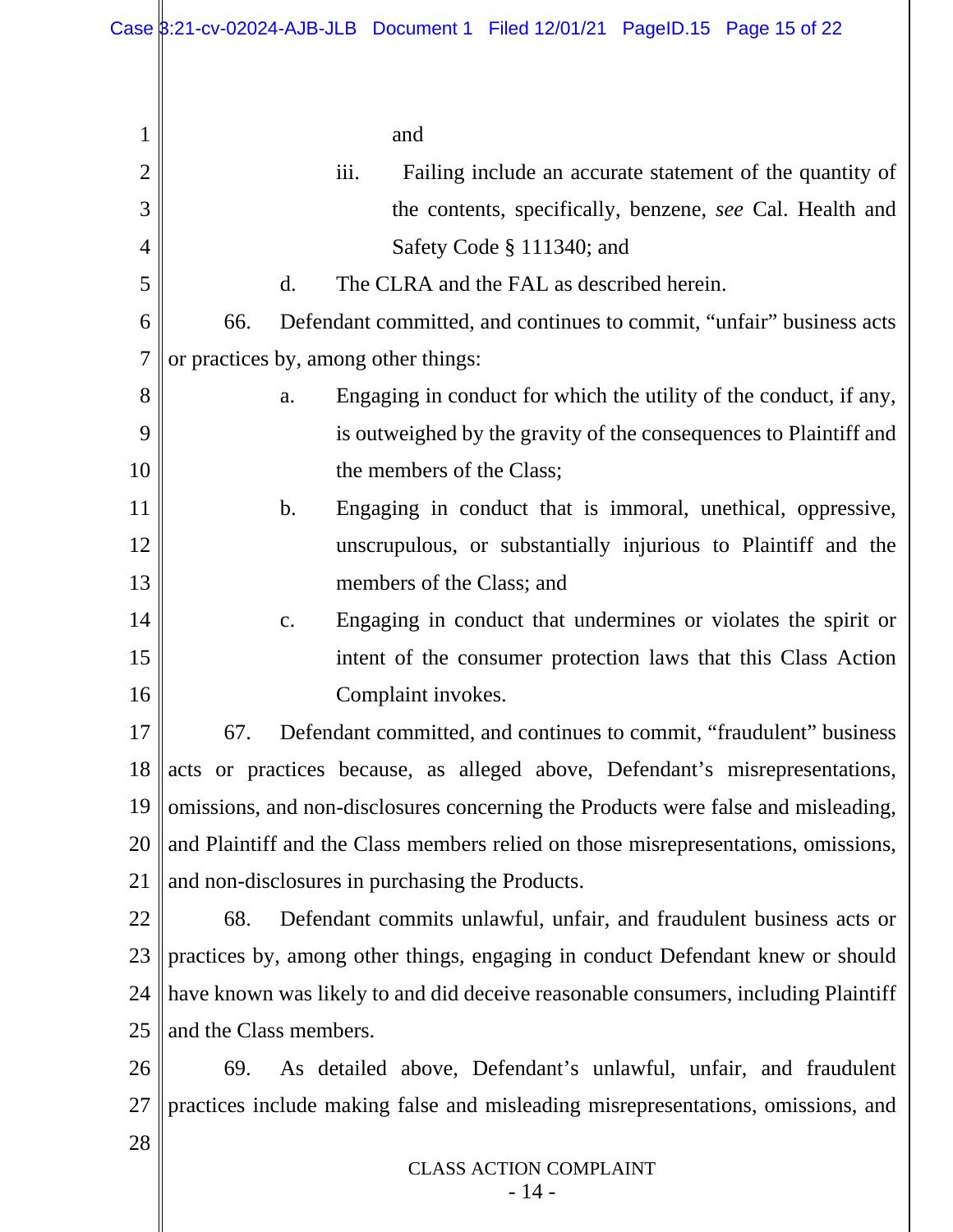and

iii. Failing include an accurate statement of the quantity of the contents, specifically, benzene, *see* Cal. Health and Safety Code § 111340; and

d. The CLRA and the FAL as described herein.

66. Defendant committed, and continues to commit, "unfair" business acts or practices by, among other things:

a. Engaging in conduct for which the utility of the conduct, if any, is outweighed by the gravity of the consequences to Plaintiff and the members of the Class;

b. Engaging in conduct that is immoral, unethical, oppressive, unscrupulous, or substantially injurious to Plaintiff and the members of the Class; and

c. Engaging in conduct that undermines or violates the spirit or intent of the consumer protection laws that this Class Action Complaint invokes.

67. Defendant committed, and continues to commit, "fraudulent" business acts or practices because, as alleged above, Defendant's misrepresentations, omissions, and non-disclosures concerning the Products were false and misleading, and Plaintiff and the Class members relied on those misrepresentations, omissions, and non-disclosures in purchasing the Products.

68. Defendant commits unlawful, unfair, and fraudulent business acts or practices by, among other things, engaging in conduct Defendant knew or should have known was likely to and did deceive reasonable consumers, including Plaintiff and the Class members.

69. As detailed above, Defendant's unlawful, unfair, and fraudulent practices include making false and misleading misrepresentations, omissions, and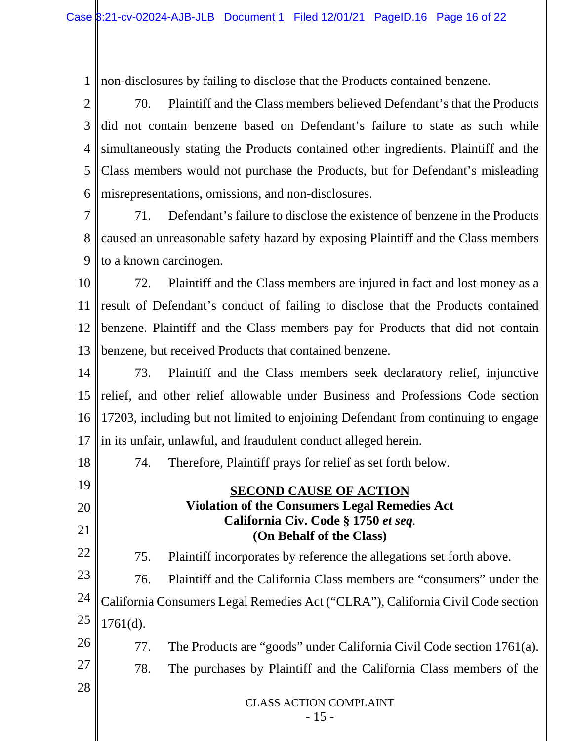non-disclosures by failing to disclose that the Products contained benzene.

70. Plaintiff and the Class members believed Defendant's that the Products did not contain benzene based on Defendant's failure to state as such while simultaneously stating the Products contained other ingredients. Plaintiff and the Class members would not purchase the Products, but for Defendant's misleading misrepresentations, omissions, and non-disclosures.

71. Defendant's failure to disclose the existence of benzene in the Products caused an unreasonable safety hazard by exposing Plaintiff and the Class members to a known carcinogen.

72. Plaintiff and the Class members are injured in fact and lost money as a result of Defendant's conduct of failing to disclose that the Products contained benzene. Plaintiff and the Class members pay for Products that did not contain benzene, but received Products that contained benzene.

73. Plaintiff and the Class members seek declaratory relief, injunctive relief, and other relief allowable under Business and Professions Code section 17203, including but not limited to enjoining Defendant from continuing to engage in its unfair, unlawful, and fraudulent conduct alleged herein.

74. Therefore, Plaintiff prays for relief as set forth below.

**SECOND CAUSE OF ACTION**
**Violation of the Consumers Legal Remedies Act**
**California Civ. Code § 1750 *et seq.***
**(On Behalf of the Class)**

75. Plaintiff incorporates by reference the allegations set forth above.

76. Plaintiff and the California Class members are "consumers" under the California Consumers Legal Remedies Act ("CLRA"), California Civil Code section 1761(d).

77. The Products are "goods" under California Civil Code section 1761(a).

78. The purchases by Plaintiff and the California Class members of the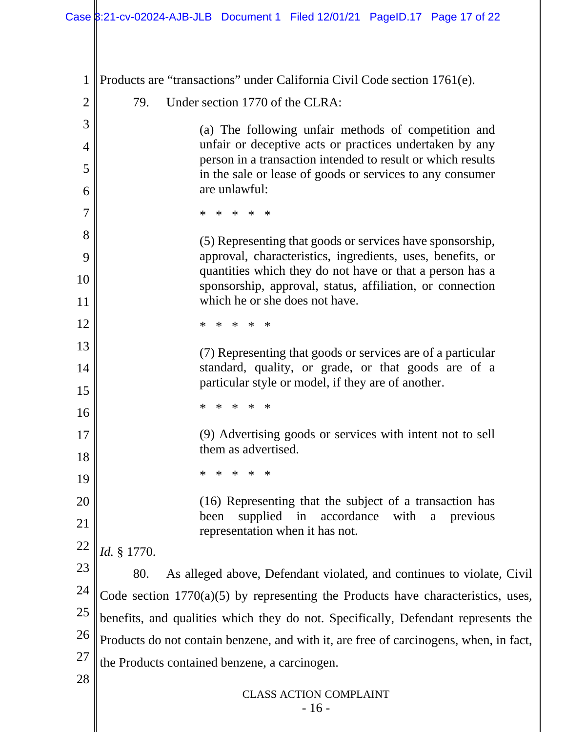Products are "transactions" under California Civil Code section 1761(e).

79. Under section 1770 of the CLRA:

> (a) The following unfair methods of competition and unfair or deceptive acts or practices undertaken by any person in a transaction intended to result or which results in the sale or lease of goods or services to any consumer are unlawful:
>
> * * * * *
>
> (5) Representing that goods or services have sponsorship, approval, characteristics, ingredients, uses, benefits, or quantities which they do not have or that a person has a sponsorship, approval, status, affiliation, or connection which he or she does not have.
>
> * * * * *
>
> (7) Representing that goods or services are of a particular standard, quality, or grade, or that goods are of a particular style or model, if they are of another.
>
> * * * * *
>
> (9) Advertising goods or services with intent not to sell them as advertised.
>
> * * * * *
>
> (16) Representing that the subject of a transaction has been supplied in accordance with a previous representation when it has not.

*Id.* § 1770.

80. As alleged above, Defendant violated, and continues to violate, Civil Code section 1770(a)(5) by representing the Products have characteristics, uses, benefits, and qualities which they do not. Specifically, Defendant represents the Products do not contain benzene, and with it, are free of carcinogens, when, in fact, the Products contained benzene, a carcinogen.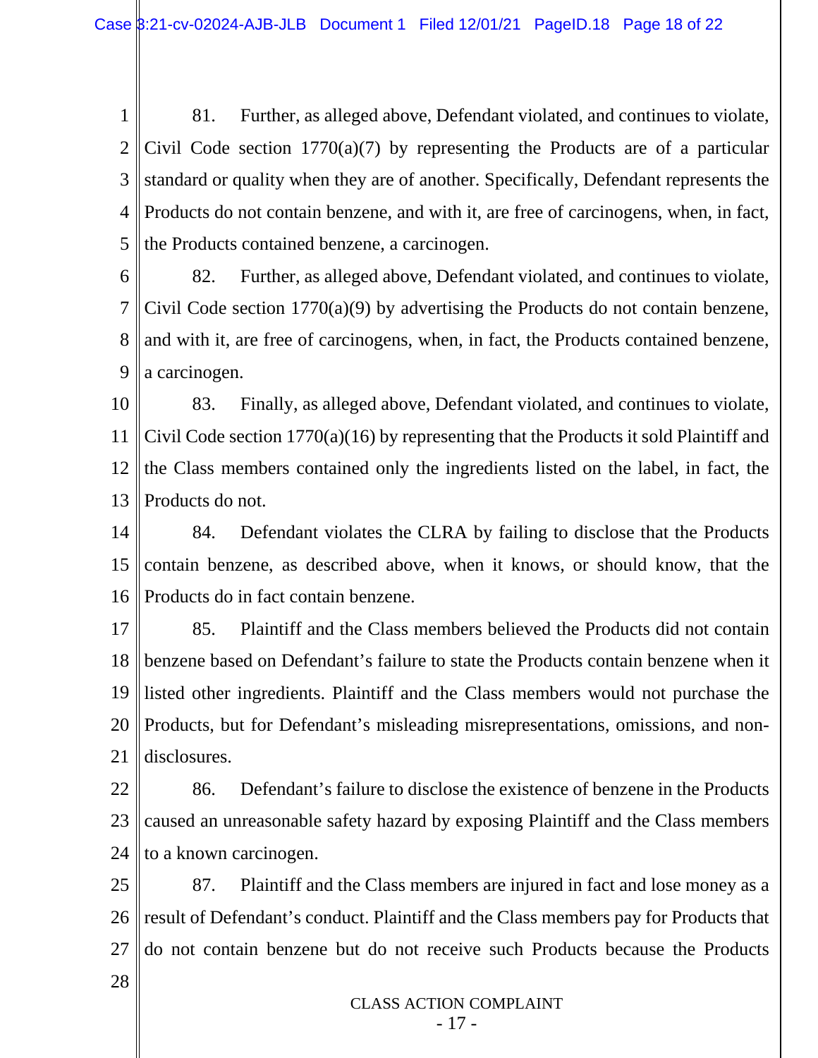81. Further, as alleged above, Defendant violated, and continues to violate, Civil Code section 1770(a)(7) by representing the Products are of a particular standard or quality when they are of another. Specifically, Defendant represents the Products do not contain benzene, and with it, are free of carcinogens, when, in fact, the Products contained benzene, a carcinogen.

82. Further, as alleged above, Defendant violated, and continues to violate, Civil Code section 1770(a)(9) by advertising the Products do not contain benzene, and with it, are free of carcinogens, when, in fact, the Products contained benzene, a carcinogen.

83. Finally, as alleged above, Defendant violated, and continues to violate, Civil Code section 1770(a)(16) by representing that the Products it sold Plaintiff and the Class members contained only the ingredients listed on the label, in fact, the Products do not.

84. Defendant violates the CLRA by failing to disclose that the Products contain benzene, as described above, when it knows, or should know, that the Products do in fact contain benzene.

85. Plaintiff and the Class members believed the Products did not contain benzene based on Defendant's failure to state the Products contain benzene when it listed other ingredients. Plaintiff and the Class members would not purchase the Products, but for Defendant's misleading misrepresentations, omissions, and non-disclosures.

86. Defendant's failure to disclose the existence of benzene in the Products caused an unreasonable safety hazard by exposing Plaintiff and the Class members to a known carcinogen.

87. Plaintiff and the Class members are injured in fact and lose money as a result of Defendant's conduct. Plaintiff and the Class members pay for Products that do not contain benzene but do not receive such Products because the Products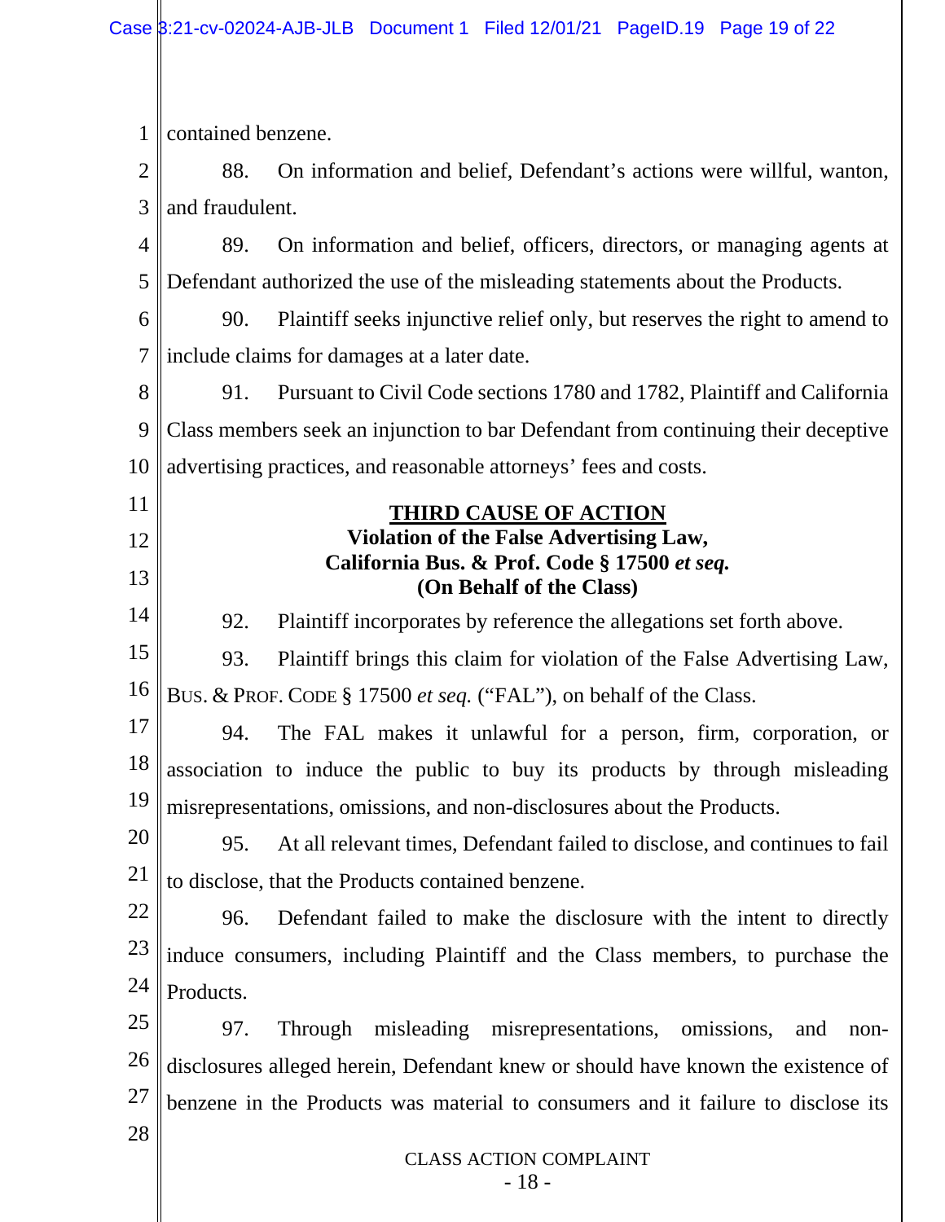contained benzene.

88. On information and belief, Defendant's actions were willful, wanton, and fraudulent.

89. On information and belief, officers, directors, or managing agents at Defendant authorized the use of the misleading statements about the Products.

90. Plaintiff seeks injunctive relief only, but reserves the right to amend to include claims for damages at a later date.

91. Pursuant to Civil Code sections 1780 and 1782, Plaintiff and California Class members seek an injunction to bar Defendant from continuing their deceptive advertising practices, and reasonable attorneys' fees and costs.

**THIRD CAUSE OF ACTION**
**Violation of the False Advertising Law,**
**California Bus. & Prof. Code § 17500 *et seq.***
**(On Behalf of the Class)**

92. Plaintiff incorporates by reference the allegations set forth above.

93. Plaintiff brings this claim for violation of the False Advertising Law, BUS. & PROF. CODE § 17500 *et seq.* ("FAL"), on behalf of the Class.

94. The FAL makes it unlawful for a person, firm, corporation, or association to induce the public to buy its products by through misleading misrepresentations, omissions, and non-disclosures about the Products.

95. At all relevant times, Defendant failed to disclose, and continues to fail to disclose, that the Products contained benzene.

96. Defendant failed to make the disclosure with the intent to directly induce consumers, including Plaintiff and the Class members, to purchase the Products.

97. Through misleading misrepresentations, omissions, and non-disclosures alleged herein, Defendant knew or should have known the existence of benzene in the Products was material to consumers and it failure to disclose its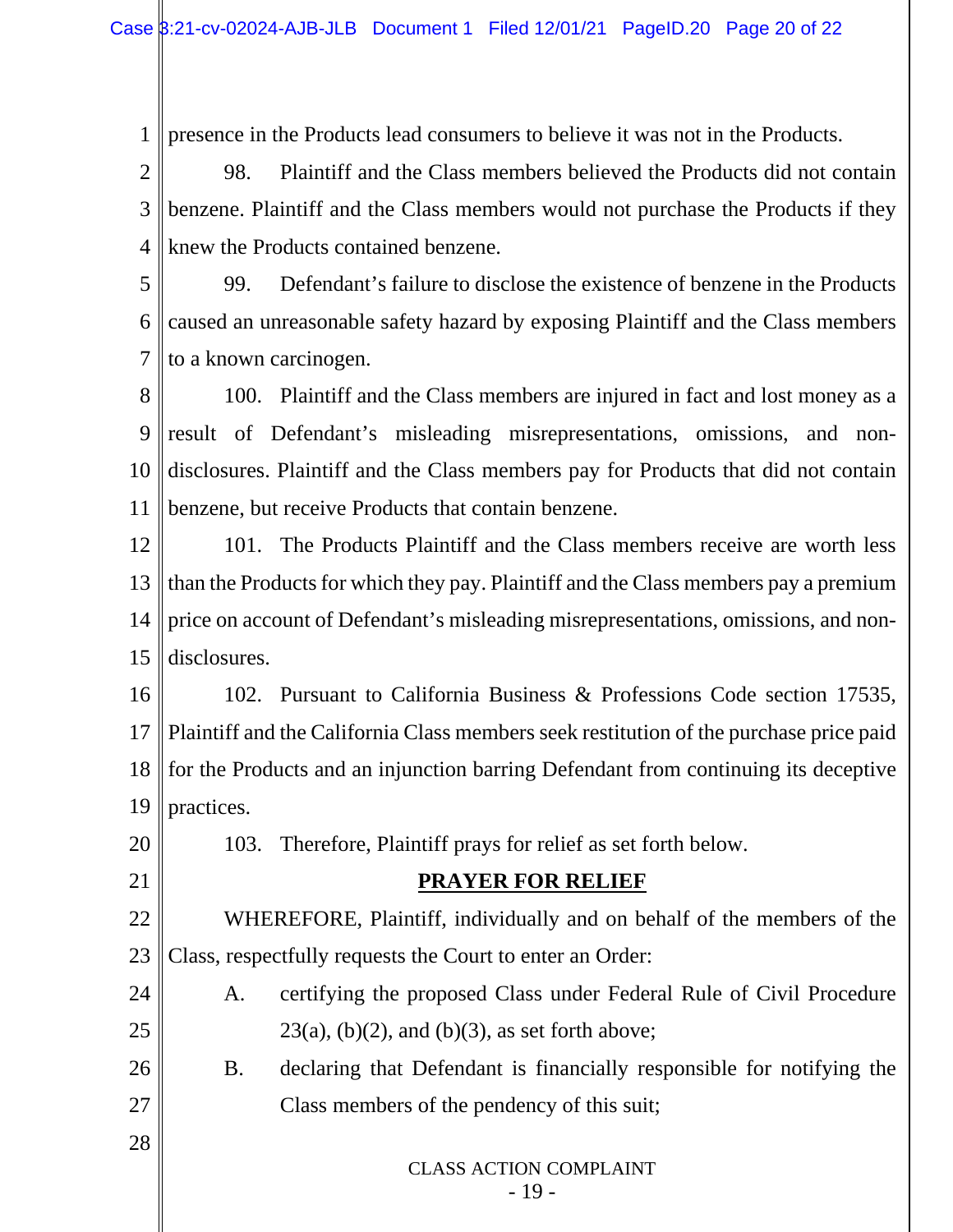presence in the Products lead consumers to believe it was not in the Products.

98. Plaintiff and the Class members believed the Products did not contain benzene. Plaintiff and the Class members would not purchase the Products if they knew the Products contained benzene.

99. Defendant's failure to disclose the existence of benzene in the Products caused an unreasonable safety hazard by exposing Plaintiff and the Class members to a known carcinogen.

100. Plaintiff and the Class members are injured in fact and lost money as a result of Defendant's misleading misrepresentations, omissions, and non-disclosures. Plaintiff and the Class members pay for Products that did not contain benzene, but receive Products that contain benzene.

101. The Products Plaintiff and the Class members receive are worth less than the Products for which they pay. Plaintiff and the Class members pay a premium price on account of Defendant's misleading misrepresentations, omissions, and non-disclosures.

102. Pursuant to California Business & Professions Code section 17535, Plaintiff and the California Class members seek restitution of the purchase price paid for the Products and an injunction barring Defendant from continuing its deceptive practices.

103. Therefore, Plaintiff prays for relief as set forth below.

## PRAYER FOR RELIEF

WHEREFORE, Plaintiff, individually and on behalf of the members of the Class, respectfully requests the Court to enter an Order:

A. certifying the proposed Class under Federal Rule of Civil Procedure 23(a), (b)(2), and (b)(3), as set forth above;

B. declaring that Defendant is financially responsible for notifying the Class members of the pendency of this suit;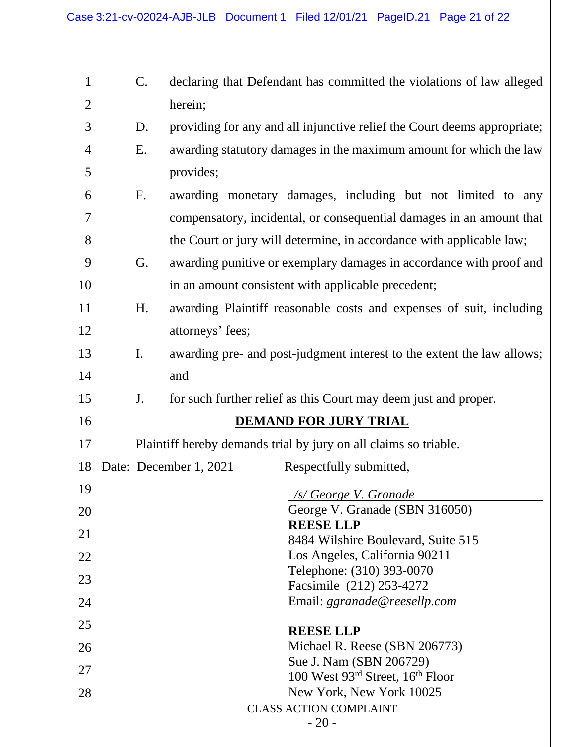C. declaring that Defendant has committed the violations of law alleged herein;

D. providing for any and all injunctive relief the Court deems appropriate;

E. awarding statutory damages in the maximum amount for which the law provides;

F. awarding monetary damages, including but not limited to any compensatory, incidental, or consequential damages in an amount that the Court or jury will determine, in accordance with applicable law;

G. awarding punitive or exemplary damages in accordance with proof and in an amount consistent with applicable precedent;

H. awarding Plaintiff reasonable costs and expenses of suit, including attorneys' fees;

I. awarding pre- and post-judgment interest to the extent the law allows; and

J. for such further relief as this Court may deem just and proper.

**DEMAND FOR JURY TRIAL**

Plaintiff hereby demands trial by jury on all claims so triable.

Date: December 1, 2021

Respectfully submitted,

*/s/ George V. Granade*
George V. Granade (SBN 316050)
**REESE LLP**
8484 Wilshire Boulevard, Suite 515
Los Angeles, California 90211
Telephone: (310) 393-0070
Facsimile (212) 253-4272
Email: *ggranade@reesellp.com*

**REESE LLP**
Michael R. Reese (SBN 206773)
Sue J. Nam (SBN 206729)
100 West 93rd Street, 16th Floor
New York, New York 10025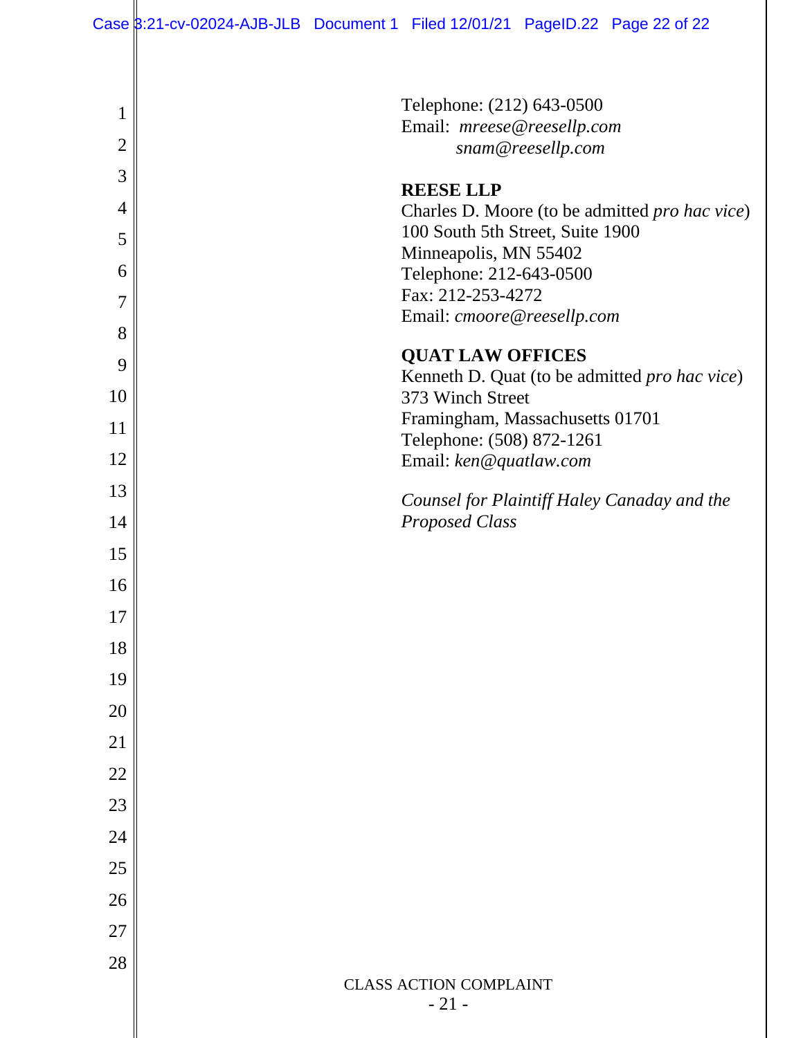Telephone: (212) 643-0500
Email: *mreese@reesellp.com*
*snam@reesellp.com*

**REESE LLP**
Charles D. Moore (to be admitted *pro hac vice*)
100 South 5th Street, Suite 1900
Minneapolis, MN 55402
Telephone: 212-643-0500
Fax: 212-253-4272
Email: *cmoore@reesellp.com*

**QUAT LAW OFFICES**
Kenneth D. Quat (to be admitted *pro hac vice*)
373 Winch Street
Framingham, Massachusetts 01701
Telephone: (508) 872-1261
Email: *ken@quatlaw.com*

*Counsel for Plaintiff Haley Canaday and the Proposed Class*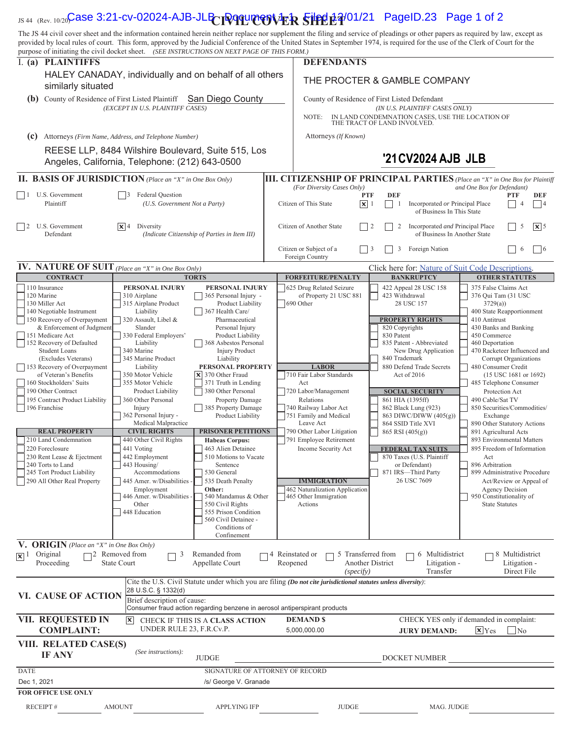JS 44 (Rev. 10/20)

# CIVIL COVER SHEET

The JS 44 civil cover sheet and the information contained herein neither replace nor supplement the filing and service of pleadings or other papers as required by law, except as provided by local rules of court. This form, approved by the Judicial Conference of the United States in September 1974, is required for the use of the Clerk of Court for the purpose of initiating the civil docket sheet. *(SEE INSTRUCTIONS ON NEXT PAGE OF THIS FORM.)*

## I. (a) PLAINTIFFS

HALEY CANADAY, individually and on behalf of all others similarly situated

**(b)** County of Residence of First Listed Plaintiff: San Diego County
*(EXCEPT IN U.S. PLAINTIFF CASES)*

**(c)** Attorneys *(Firm Name, Address, and Telephone Number)*

REESE LLP, 8484 Wilshire Boulevard, Suite 515, Los Angeles, California, Telephone: (212) 643-0500

## DEFENDANTS

THE PROCTER & GAMBLE COMPANY

County of Residence of First Listed Defendant:
*(IN U.S. PLAINTIFF CASES ONLY)*

NOTE: IN LAND CONDEMNATION CASES, USE THE LOCATION OF THE TRACT OF LAND INVOLVED.

Attorneys *(If Known)*

'21CV2024 AJB JLB

## II. BASIS OF JURISDICTION *(Place an "X" in One Box Only)*

- ☐ 1 U.S. Government Plaintiff
- ☐ 3 Federal Question *(U.S. Government Not a Party)*
- ☐ 2 U.S. Government Defendant
- ☒ 4 Diversity *(Indicate Citizenship of Parties in Item III)*

## III. CITIZENSHIP OF PRINCIPAL PARTIES *(Place an "X" in One Box for Plaintiff and One Box for Defendant)* *(For Diversity Cases Only)*

| | PTF | DEF | | PTF | DEF |
|---|---|---|---|---|---|
| Citizen of This State | ☒ 1 | ☐ 1 | Incorporated *or* Principal Place of Business In This State | ☐ 4 | ☐ 4 |
| Citizen of Another State | ☐ 2 | ☐ 2 | Incorporated *and* Principal Place of Business In Another State | ☐ 5 | ☒ 5 |
| Citizen or Subject of a Foreign Country | ☐ 3 | ☐ 3 | Foreign Nation | ☐ 6 | ☐ 6 |

## IV. NATURE OF SUIT *(Place an "X" in One Box Only)*

Click here for: Nature of Suit Code Descriptions.

**CONTRACT**
- ☐ 110 Insurance
- ☐ 120 Marine
- ☐ 130 Miller Act
- ☐ 140 Negotiable Instrument
- ☐ 150 Recovery of Overpayment & Enforcement of Judgment
- ☐ 151 Medicare Act
- ☐ 152 Recovery of Defaulted Student Loans (Excludes Veterans)
- ☐ 153 Recovery of Overpayment of Veteran's Benefits
- ☐ 160 Stockholders' Suits
- ☐ 190 Other Contract
- ☐ 195 Contract Product Liability
- ☐ 196 Franchise

**REAL PROPERTY**
- ☐ 210 Land Condemnation
- ☐ 220 Foreclosure
- ☐ 230 Rent Lease & Ejectment
- ☐ 240 Torts to Land
- ☐ 245 Tort Product Liability
- ☐ 290 All Other Real Property

**TORTS**

PERSONAL INJURY
- ☐ 310 Airplane
- ☐ 315 Airplane Product Liability
- ☐ 320 Assault, Libel & Slander
- ☐ 330 Federal Employers' Liability
- ☐ 340 Marine
- ☐ 345 Marine Product Liability
- ☐ 350 Motor Vehicle
- ☐ 355 Motor Vehicle Product Liability
- ☐ 360 Other Personal Injury
- ☐ 362 Personal Injury - Medical Malpractice

PERSONAL INJURY
- ☐ 365 Personal Injury - Product Liability
- ☐ 367 Health Care/ Pharmaceutical Personal Injury Product Liability
- ☐ 368 Asbestos Personal Injury Product Liability

PERSONAL PROPERTY
- ☒ 370 Other Fraud
- ☐ 371 Truth in Lending
- ☐ 380 Other Personal Property Damage
- ☐ 385 Property Damage Product Liability

**CIVIL RIGHTS**
- ☐ 440 Other Civil Rights
- ☐ 441 Voting
- ☐ 442 Employment
- ☐ 443 Housing/ Accommodations
- ☐ 445 Amer. w/Disabilities - Employment
- ☐ 446 Amer. w/Disabilities - Other
- ☐ 448 Education

**PRISONER PETITIONS**

Habeas Corpus:
- ☐ 463 Alien Detainee
- ☐ 510 Motions to Vacate Sentence
- ☐ 530 General
- ☐ 535 Death Penalty

Other:
- ☐ 540 Mandamus & Other
- ☐ 550 Civil Rights
- ☐ 555 Prison Condition
- ☐ 560 Civil Detainee - Conditions of Confinement

**FORFEITURE/PENALTY**
- ☐ 625 Drug Related Seizure of Property 21 USC 881
- ☐ 690 Other

**LABOR**
- ☐ 710 Fair Labor Standards Act
- ☐ 720 Labor/Management Relations
- ☐ 740 Railway Labor Act
- ☐ 751 Family and Medical Leave Act
- ☐ 790 Other Labor Litigation
- ☐ 791 Employee Retirement Income Security Act

**IMMIGRATION**
- ☐ 462 Naturalization Application
- ☐ 465 Other Immigration Actions

**BANKRUPTCY**
- ☐ 422 Appeal 28 USC 158
- ☐ 423 Withdrawal 28 USC 157

**PROPERTY RIGHTS**
- ☐ 820 Copyrights
- ☐ 830 Patent
- ☐ 835 Patent - Abbreviated New Drug Application
- ☐ 840 Trademark
- ☐ 880 Defend Trade Secrets Act of 2016

**SOCIAL SECURITY**
- ☐ 861 HIA (1395ff)
- ☐ 862 Black Lung (923)
- ☐ 863 DIWC/DIWW (405(g))
- ☐ 864 SSID Title XVI
- ☐ 865 RSI (405(g))

**FEDERAL TAX SUITS**
- ☐ 870 Taxes (U.S. Plaintiff or Defendant)
- ☐ 871 IRS—Third Party 26 USC 7609

**OTHER STATUTES**
- ☐ 375 False Claims Act
- ☐ 376 Qui Tam (31 USC 3729(a))
- ☐ 400 State Reapportionment
- ☐ 410 Antitrust
- ☐ 430 Banks and Banking
- ☐ 450 Commerce
- ☐ 460 Deportation
- ☐ 470 Racketeer Influenced and Corrupt Organizations
- ☐ 480 Consumer Credit (15 USC 1681 or 1692)
- ☐ 485 Telephone Consumer Protection Act
- ☐ 490 Cable/Sat TV
- ☐ 850 Securities/Commodities/ Exchange
- ☐ 890 Other Statutory Actions
- ☐ 891 Agricultural Acts
- ☐ 893 Environmental Matters
- ☐ 895 Freedom of Information Act
- ☐ 896 Arbitration
- ☐ 899 Administrative Procedure Act/Review or Appeal of Agency Decision
- ☐ 950 Constitutionality of State Statutes

## V. ORIGIN *(Place an "X" in One Box Only)*

- ☒ 1 Original Proceeding
- ☐ 2 Removed from State Court
- ☐ 3 Remanded from Appellate Court
- ☐ 4 Reinstated or Reopened
- ☐ 5 Transferred from Another District *(specify)*
- ☐ 6 Multidistrict Litigation - Transfer
- ☐ 8 Multidistrict Litigation - Direct File

## VI. CAUSE OF ACTION

Cite the U.S. Civil Statute under which you are filing *(Do not cite jurisdictional statutes unless diversity)*:
28 U.S.C. § 1332(d)

Brief description of cause:
Consumer fraud action regarding benzene in aerosol antiperspirant products

## VII. REQUESTED IN COMPLAINT:

☒ CHECK IF THIS IS A CLASS ACTION UNDER RULE 23, F.R.Cv.P.

DEMAND $: 5,000,000.00

CHECK YES only if demanded in complaint:
JURY DEMAND: ☒ Yes ☐ No

## VIII. RELATED CASE(S) IF ANY

*(See instructions):* JUDGE ________ DOCKET NUMBER ________

DATE: Dec 1, 2021

SIGNATURE OF ATTORNEY OF RECORD: /s/ George V. Granade

**FOR OFFICE USE ONLY**

RECEIPT # ________ AMOUNT ________ APPLYING IFP ________ JUDGE ________ MAG. JUDGE ________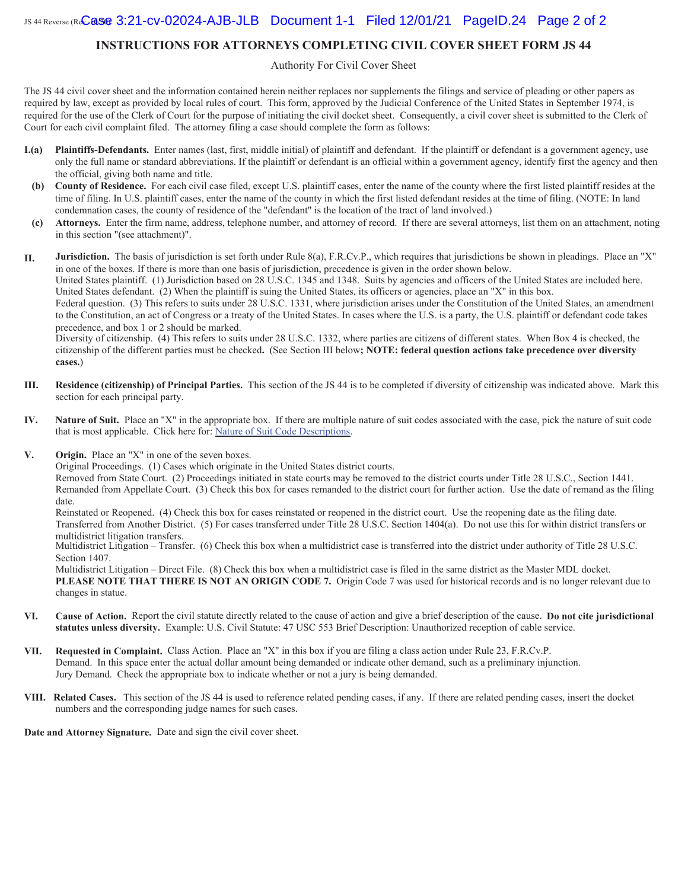# INSTRUCTIONS FOR ATTORNEYS COMPLETING CIVIL COVER SHEET FORM JS 44

Authority For Civil Cover Sheet

The JS 44 civil cover sheet and the information contained herein neither replaces nor supplements the filings and service of pleading or other papers as required by law, except as provided by local rules of court. This form, approved by the Judicial Conference of the United States in September 1974, is required for the use of the Clerk of Court for the purpose of initiating the civil docket sheet. Consequently, a civil cover sheet is submitted to the Clerk of Court for each civil complaint filed. The attorney filing a case should complete the form as follows:

**I.(a)** **Plaintiffs-Defendants.** Enter names (last, first, middle initial) of plaintiff and defendant. If the plaintiff or defendant is a government agency, use only the full name or standard abbreviations. If the plaintiff or defendant is an official within a government agency, identify first the agency and then the official, giving both name and title.

**(b)** **County of Residence.** For each civil case filed, except U.S. plaintiff cases, enter the name of the county where the first listed plaintiff resides at the time of filing. In U.S. plaintiff cases, enter the name of the county in which the first listed defendant resides at the time of filing. (NOTE: In land condemnation cases, the county of residence of the "defendant" is the location of the tract of land involved.)

**(c)** **Attorneys.** Enter the firm name, address, telephone number, and attorney of record. If there are several attorneys, list them on an attachment, noting in this section "(see attachment)".

**II.** **Jurisdiction.** The basis of jurisdiction is set forth under Rule 8(a), F.R.Cv.P., which requires that jurisdictions be shown in pleadings. Place an "X" in one of the boxes. If there is more than one basis of jurisdiction, precedence is given in the order shown below.
United States plaintiff. (1) Jurisdiction based on 28 U.S.C. 1345 and 1348. Suits by agencies and officers of the United States are included here.
United States defendant. (2) When the plaintiff is suing the United States, its officers or agencies, place an "X" in this box.
Federal question. (3) This refers to suits under 28 U.S.C. 1331, where jurisdiction arises under the Constitution of the United States, an amendment to the Constitution, an act of Congress or a treaty of the United States. In cases where the U.S. is a party, the U.S. plaintiff or defendant code takes precedence, and box 1 or 2 should be marked.
Diversity of citizenship. (4) This refers to suits under 28 U.S.C. 1332, where parties are citizens of different states. When Box 4 is checked, the citizenship of the different parties must be checked**.** (See Section III below**; NOTE: federal question actions take precedence over diversity cases.**)

**III.** **Residence (citizenship) of Principal Parties.** This section of the JS 44 is to be completed if diversity of citizenship was indicated above. Mark this section for each principal party.

**IV.** **Nature of Suit.** Place an "X" in the appropriate box. If there are multiple nature of suit codes associated with the case, pick the nature of suit code that is most applicable. Click here for: Nature of Suit Code Descriptions.

**V.** **Origin.** Place an "X" in one of the seven boxes.
Original Proceedings. (1) Cases which originate in the United States district courts.
Removed from State Court. (2) Proceedings initiated in state courts may be removed to the district courts under Title 28 U.S.C., Section 1441.
Remanded from Appellate Court. (3) Check this box for cases remanded to the district court for further action. Use the date of remand as the filing date.
Reinstated or Reopened. (4) Check this box for cases reinstated or reopened in the district court. Use the reopening date as the filing date.
Transferred from Another District. (5) For cases transferred under Title 28 U.S.C. Section 1404(a). Do not use this for within district transfers or multidistrict litigation transfers.
Multidistrict Litigation – Transfer. (6) Check this box when a multidistrict case is transferred into the district under authority of Title 28 U.S.C. Section 1407.
Multidistrict Litigation – Direct File. (8) Check this box when a multidistrict case is filed in the same district as the Master MDL docket.
**PLEASE NOTE THAT THERE IS NOT AN ORIGIN CODE 7.** Origin Code 7 was used for historical records and is no longer relevant due to changes in statue.

**VI.** **Cause of Action.** Report the civil statute directly related to the cause of action and give a brief description of the cause. **Do not cite jurisdictional statutes unless diversity.** Example: U.S. Civil Statute: 47 USC 553 Brief Description: Unauthorized reception of cable service.

**VII.** **Requested in Complaint.** Class Action. Place an "X" in this box if you are filing a class action under Rule 23, F.R.Cv.P.
Demand. In this space enter the actual dollar amount being demanded or indicate other demand, such as a preliminary injunction.
Jury Demand. Check the appropriate box to indicate whether or not a jury is being demanded.

**VIII.** **Related Cases.** This section of the JS 44 is used to reference related pending cases, if any. If there are related pending cases, insert the docket numbers and the corresponding judge names for such cases.

**Date and Attorney Signature.** Date and sign the civil cover sheet.